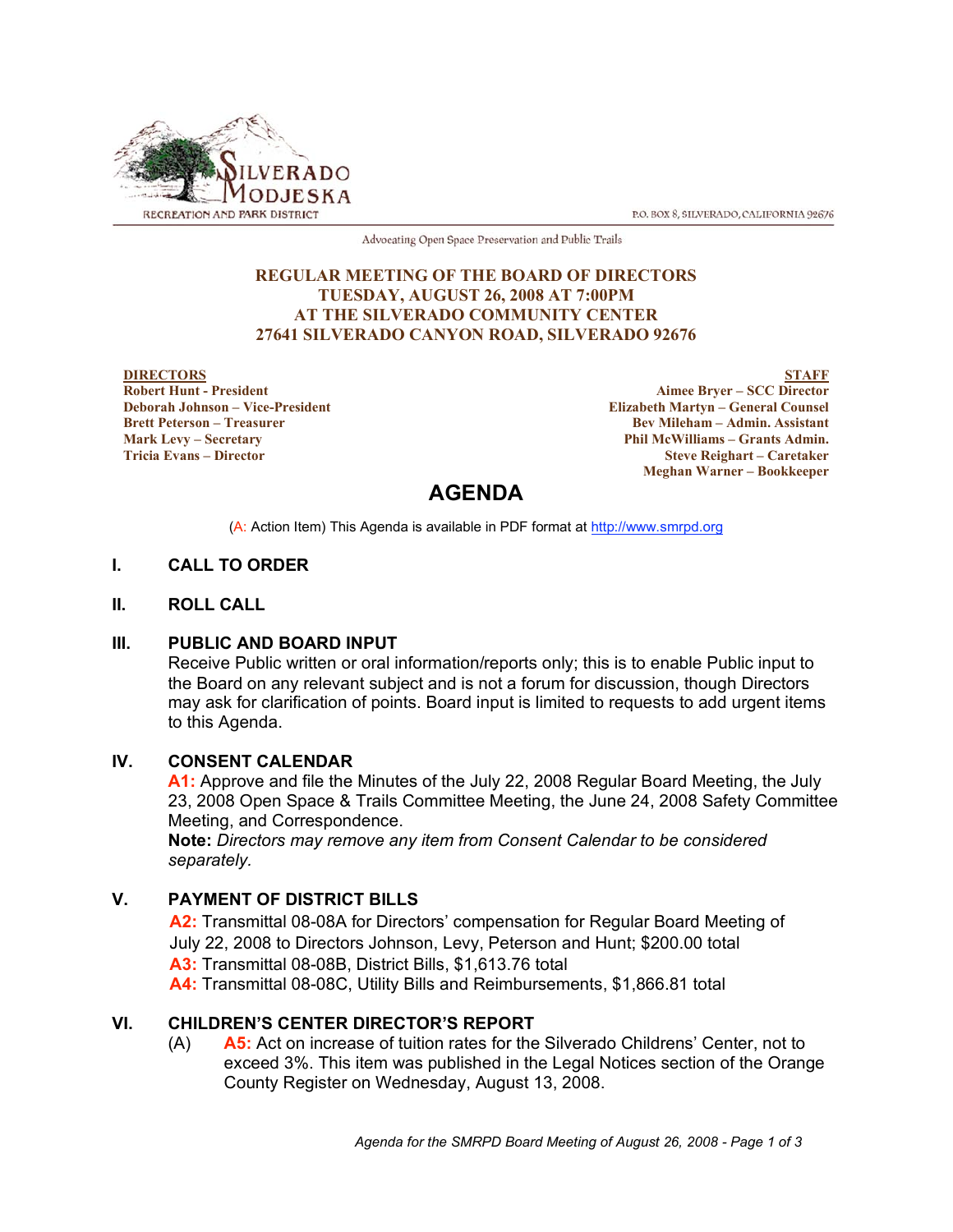SILVERADO MODJESKA
RECREATION AND PARK DISTRICT

P.O. BOX 8, SILVERADO, CALIFORNIA 92676

Advocating Open Space Preservation and Public Trails

**REGULAR MEETING OF THE BOARD OF DIRECTORS**
**TUESDAY, AUGUST 26, 2008 AT 7:00PM**
**AT THE SILVERADO COMMUNITY CENTER**
**27641 SILVERADO CANYON ROAD, SILVERADO 92676**

**DIRECTORS**
**Robert Hunt - President**
**Deborah Johnson – Vice-President**
**Brett Peterson – Treasurer**
**Mark Levy – Secretary**
**Tricia Evans – Director**

**STAFF**
**Aimee Bryer – SCC Director**
**Elizabeth Martyn – General Counsel**
**Bev Mileham – Admin. Assistant**
**Phil McWilliams – Grants Admin.**
**Steve Reighart – Caretaker**
**Meghan Warner – Bookkeeper**

# AGENDA

(A: Action Item) This Agenda is available in PDF format at http://www.smrpd.org

## I. CALL TO ORDER

## II. ROLL CALL

## III. PUBLIC AND BOARD INPUT

Receive Public written or oral information/reports only; this is to enable Public input to the Board on any relevant subject and is not a forum for discussion, though Directors may ask for clarification of points. Board input is limited to requests to add urgent items to this Agenda.

## IV. CONSENT CALENDAR

**A1:** Approve and file the Minutes of the July 22, 2008 Regular Board Meeting, the July 23, 2008 Open Space & Trails Committee Meeting, the June 24, 2008 Safety Committee Meeting, and Correspondence.

**Note:** *Directors may remove any item from Consent Calendar to be considered separately.*

## V. PAYMENT OF DISTRICT BILLS

**A2:** Transmittal 08-08A for Directors' compensation for Regular Board Meeting of July 22, 2008 to Directors Johnson, Levy, Peterson and Hunt; $200.00 total

**A3:** Transmittal 08-08B, District Bills, $1,613.76 total

**A4:** Transmittal 08-08C, Utility Bills and Reimbursements, $1,866.81 total

## VI. CHILDREN'S CENTER DIRECTOR'S REPORT

(A) **A5:** Act on increase of tuition rates for the Silverado Childrens' Center, not to exceed 3%. This item was published in the Legal Notices section of the Orange County Register on Wednesday, August 13, 2008.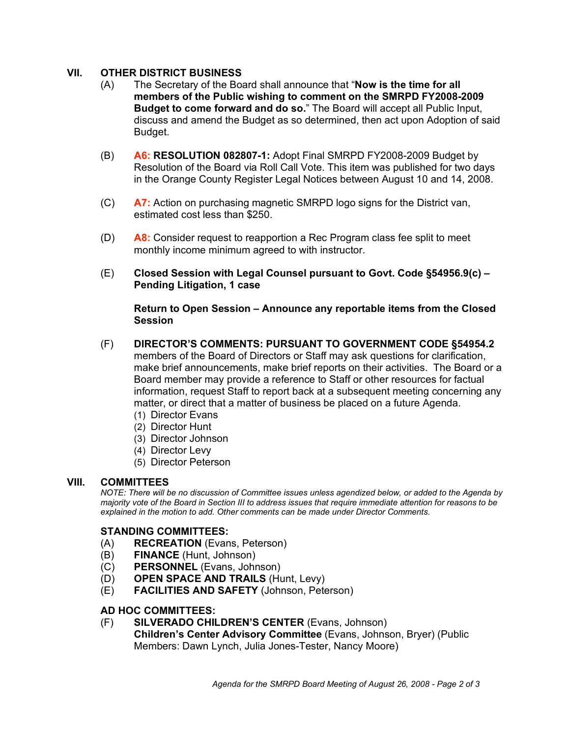## VII. OTHER DISTRICT BUSINESS

(A) The Secretary of the Board shall announce that "**Now is the time for all members of the Public wishing to comment on the SMRPD FY2008-2009 Budget to come forward and do so.**" The Board will accept all Public Input, discuss and amend the Budget as so determined, then act upon Adoption of said Budget.

(B) **A6: RESOLUTION 082807-1:** Adopt Final SMRPD FY2008-2009 Budget by Resolution of the Board via Roll Call Vote. This item was published for two days in the Orange County Register Legal Notices between August 10 and 14, 2008.

(C) **A7:** Action on purchasing magnetic SMRPD logo signs for the District van, estimated cost less than $250.

(D) **A8:** Consider request to reapportion a Rec Program class fee split to meet monthly income minimum agreed to with instructor.

(E) **Closed Session with Legal Counsel pursuant to Govt. Code §54956.9(c) – Pending Litigation, 1 case**

**Return to Open Session – Announce any reportable items from the Closed Session**

(F) **DIRECTOR'S COMMENTS: PURSUANT TO GOVERNMENT CODE §54954.2** members of the Board of Directors or Staff may ask questions for clarification, make brief announcements, make brief reports on their activities. The Board or a Board member may provide a reference to Staff or other resources for factual information, request Staff to report back at a subsequent meeting concerning any matter, or direct that a matter of business be placed on a future Agenda.

1. Director Evans
2. Director Hunt
3. Director Johnson
4. Director Levy
5. Director Peterson

## VIII. COMMITTEES

*NOTE: There will be no discussion of Committee issues unless agendized below, or added to the Agenda by majority vote of the Board in Section III to address issues that require immediate attention for reasons to be explained in the motion to add. Other comments can be made under Director Comments.*

### STANDING COMMITTEES:

(A) **RECREATION** (Evans, Peterson)
(B) **FINANCE** (Hunt, Johnson)
(C) **PERSONNEL** (Evans, Johnson)
(D) **OPEN SPACE AND TRAILS** (Hunt, Levy)
(E) **FACILITIES AND SAFETY** (Johnson, Peterson)

### AD HOC COMMITTEES:

(F) **SILVERADO CHILDREN'S CENTER** (Evans, Johnson)
**Children's Center Advisory Committee** (Evans, Johnson, Bryer) (Public Members: Dawn Lynch, Julia Jones-Tester, Nancy Moore)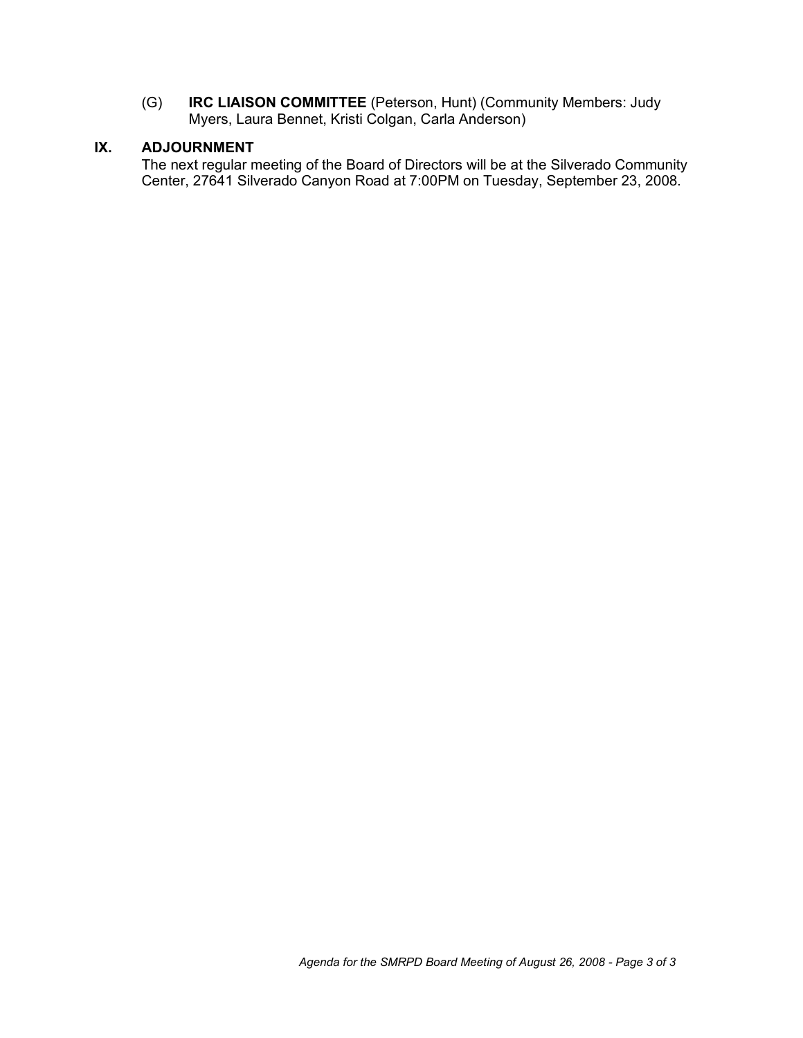(G) **IRC LIAISON COMMITTEE** (Peterson, Hunt) (Community Members: Judy Myers, Laura Bennet, Kristi Colgan, Carla Anderson)

## IX. ADJOURNMENT

The next regular meeting of the Board of Directors will be at the Silverado Community Center, 27641 Silverado Canyon Road at 7:00PM on Tuesday, September 23, 2008.